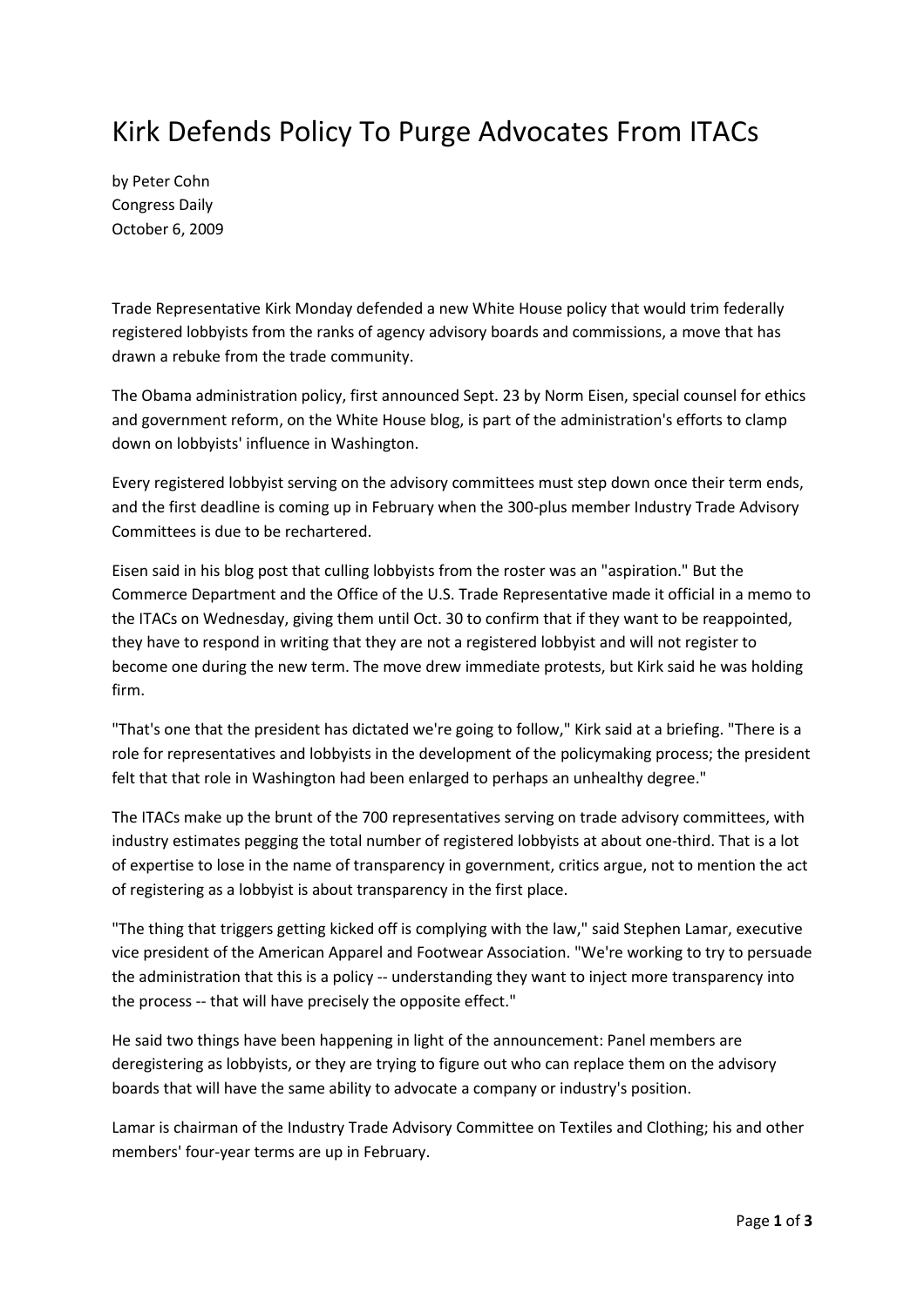# Kirk Defends Policy To Purge Advocates From ITACs

by Peter Cohn
Congress Daily
October 6, 2009

Trade Representative Kirk Monday defended a new White House policy that would trim federally registered lobbyists from the ranks of agency advisory boards and commissions, a move that has drawn a rebuke from the trade community.

The Obama administration policy, first announced Sept. 23 by Norm Eisen, special counsel for ethics and government reform, on the White House blog, is part of the administration's efforts to clamp down on lobbyists' influence in Washington.

Every registered lobbyist serving on the advisory committees must step down once their term ends, and the first deadline is coming up in February when the 300-plus member Industry Trade Advisory Committees is due to be rechartered.

Eisen said in his blog post that culling lobbyists from the roster was an "aspiration." But the Commerce Department and the Office of the U.S. Trade Representative made it official in a memo to the ITACs on Wednesday, giving them until Oct. 30 to confirm that if they want to be reappointed, they have to respond in writing that they are not a registered lobbyist and will not register to become one during the new term. The move drew immediate protests, but Kirk said he was holding firm.

"That's one that the president has dictated we're going to follow," Kirk said at a briefing. "There is a role for representatives and lobbyists in the development of the policymaking process; the president felt that that role in Washington had been enlarged to perhaps an unhealthy degree."

The ITACs make up the brunt of the 700 representatives serving on trade advisory committees, with industry estimates pegging the total number of registered lobbyists at about one-third. That is a lot of expertise to lose in the name of transparency in government, critics argue, not to mention the act of registering as a lobbyist is about transparency in the first place.

"The thing that triggers getting kicked off is complying with the law," said Stephen Lamar, executive vice president of the American Apparel and Footwear Association. "We're working to try to persuade the administration that this is a policy -- understanding they want to inject more transparency into the process -- that will have precisely the opposite effect."

He said two things have been happening in light of the announcement: Panel members are deregistering as lobbyists, or they are trying to figure out who can replace them on the advisory boards that will have the same ability to advocate a company or industry's position.

Lamar is chairman of the Industry Trade Advisory Committee on Textiles and Clothing; his and other members' four-year terms are up in February.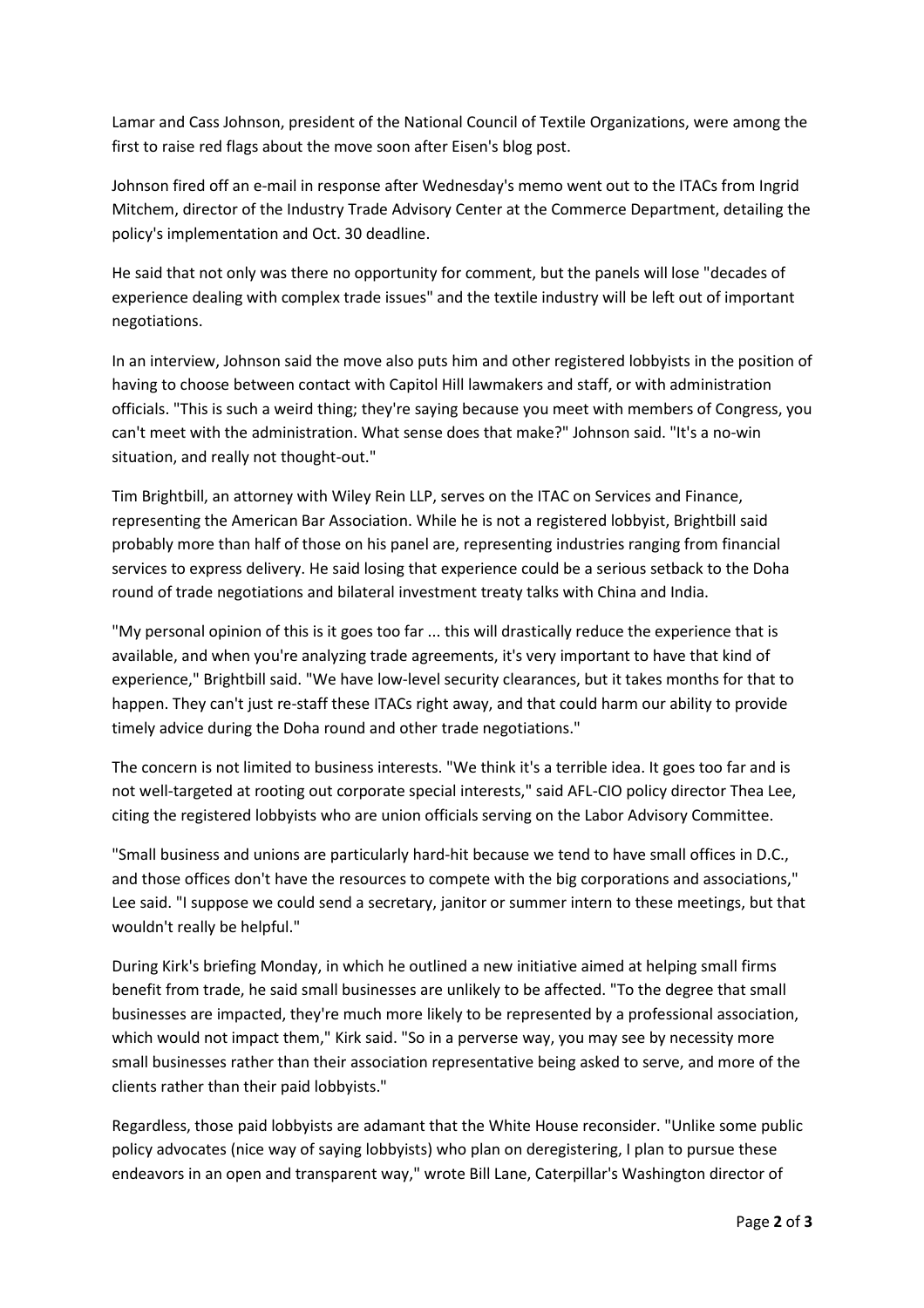Lamar and Cass Johnson, president of the National Council of Textile Organizations, were among the first to raise red flags about the move soon after Eisen's blog post.

Johnson fired off an e-mail in response after Wednesday's memo went out to the ITACs from Ingrid Mitchem, director of the Industry Trade Advisory Center at the Commerce Department, detailing the policy's implementation and Oct. 30 deadline.

He said that not only was there no opportunity for comment, but the panels will lose "decades of experience dealing with complex trade issues" and the textile industry will be left out of important negotiations.

In an interview, Johnson said the move also puts him and other registered lobbyists in the position of having to choose between contact with Capitol Hill lawmakers and staff, or with administration officials. "This is such a weird thing; they're saying because you meet with members of Congress, you can't meet with the administration. What sense does that make?" Johnson said. "It's a no-win situation, and really not thought-out."

Tim Brightbill, an attorney with Wiley Rein LLP, serves on the ITAC on Services and Finance, representing the American Bar Association. While he is not a registered lobbyist, Brightbill said probably more than half of those on his panel are, representing industries ranging from financial services to express delivery. He said losing that experience could be a serious setback to the Doha round of trade negotiations and bilateral investment treaty talks with China and India.

"My personal opinion of this is it goes too far ... this will drastically reduce the experience that is available, and when you're analyzing trade agreements, it's very important to have that kind of experience," Brightbill said. "We have low-level security clearances, but it takes months for that to happen. They can't just re-staff these ITACs right away, and that could harm our ability to provide timely advice during the Doha round and other trade negotiations."

The concern is not limited to business interests. "We think it's a terrible idea. It goes too far and is not well-targeted at rooting out corporate special interests," said AFL-CIO policy director Thea Lee, citing the registered lobbyists who are union officials serving on the Labor Advisory Committee.

"Small business and unions are particularly hard-hit because we tend to have small offices in D.C., and those offices don't have the resources to compete with the big corporations and associations," Lee said. "I suppose we could send a secretary, janitor or summer intern to these meetings, but that wouldn't really be helpful."

During Kirk's briefing Monday, in which he outlined a new initiative aimed at helping small firms benefit from trade, he said small businesses are unlikely to be affected. "To the degree that small businesses are impacted, they're much more likely to be represented by a professional association, which would not impact them," Kirk said. "So in a perverse way, you may see by necessity more small businesses rather than their association representative being asked to serve, and more of the clients rather than their paid lobbyists."

Regardless, those paid lobbyists are adamant that the White House reconsider. "Unlike some public policy advocates (nice way of saying lobbyists) who plan on deregistering, I plan to pursue these endeavors in an open and transparent way," wrote Bill Lane, Caterpillar's Washington director of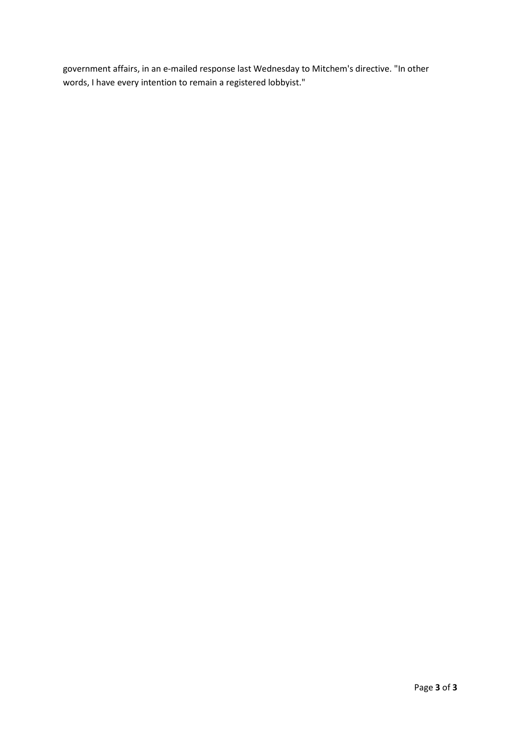government affairs, in an e-mailed response last Wednesday to Mitchem's directive. "In other words, I have every intention to remain a registered lobbyist."